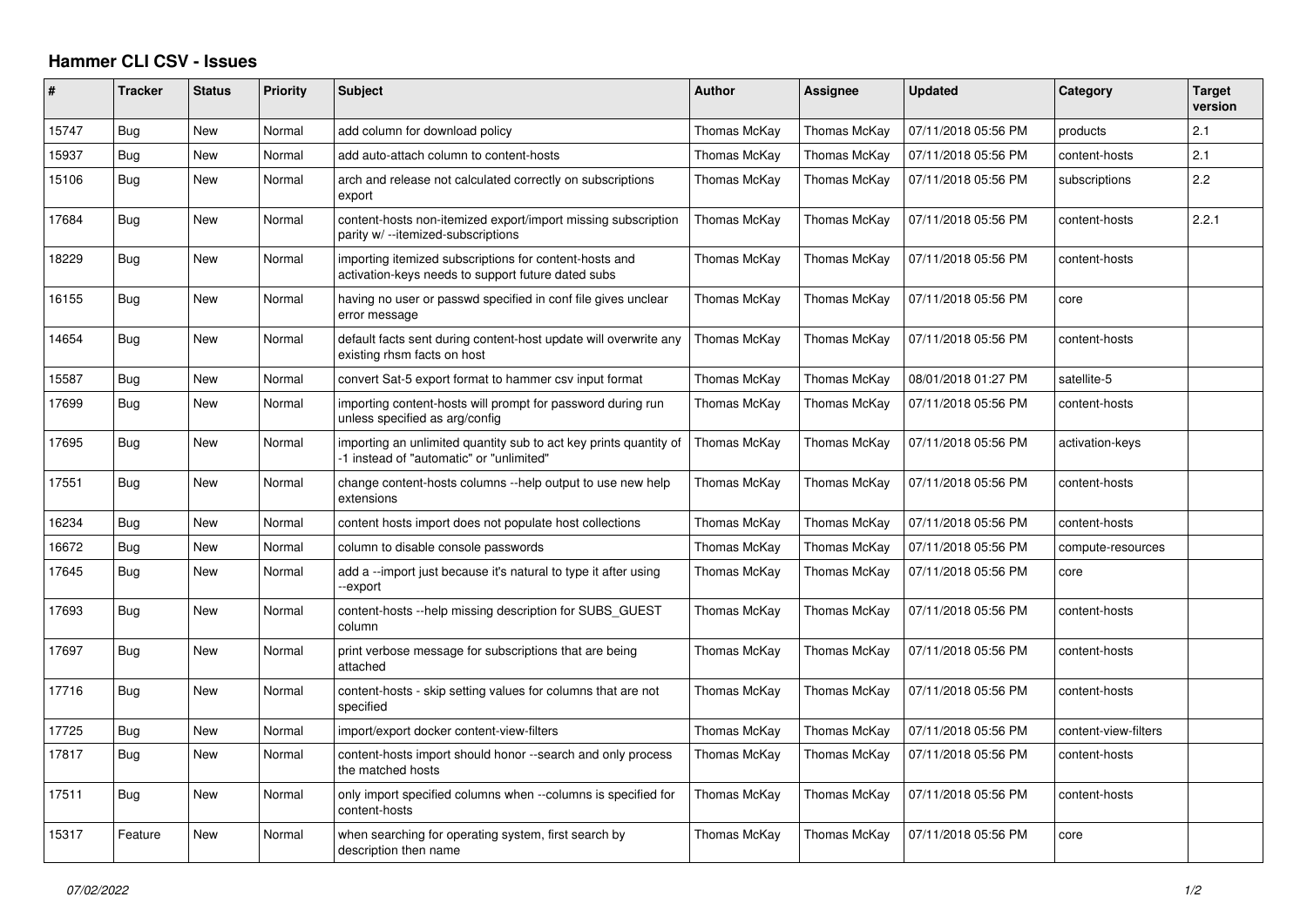# Hammer CLI CSV - Issues

| # | Tracker | Status | Priority | Subject | Author | Assignee | Updated | Category | Target version |
|---|---|---|---|---|---|---|---|---|---|
| 15747 | Bug | New | Normal | add column for download policy | Thomas McKay | Thomas McKay | 07/11/2018 05:56 PM | products | 2.1 |
| 15937 | Bug | New | Normal | add auto-attach column to content-hosts | Thomas McKay | Thomas McKay | 07/11/2018 05:56 PM | content-hosts | 2.1 |
| 15106 | Bug | New | Normal | arch and release not calculated correctly on subscriptions export | Thomas McKay | Thomas McKay | 07/11/2018 05:56 PM | subscriptions | 2.2 |
| 17684 | Bug | New | Normal | content-hosts non-itemized export/import missing subscription parity w/ --itemized-subscriptions | Thomas McKay | Thomas McKay | 07/11/2018 05:56 PM | content-hosts | 2.2.1 |
| 18229 | Bug | New | Normal | importing itemized subscriptions for content-hosts and activation-keys needs to support future dated subs | Thomas McKay | Thomas McKay | 07/11/2018 05:56 PM | content-hosts | |
| 16155 | Bug | New | Normal | having no user or passwd specified in conf file gives unclear error message | Thomas McKay | Thomas McKay | 07/11/2018 05:56 PM | core | |
| 14654 | Bug | New | Normal | default facts sent during content-host update will overwrite any existing rhsm facts on host | Thomas McKay | Thomas McKay | 07/11/2018 05:56 PM | content-hosts | |
| 15587 | Bug | New | Normal | convert Sat-5 export format to hammer csv input format | Thomas McKay | Thomas McKay | 08/01/2018 01:27 PM | satellite-5 | |
| 17699 | Bug | New | Normal | importing content-hosts will prompt for password during run unless specified as arg/config | Thomas McKay | Thomas McKay | 07/11/2018 05:56 PM | content-hosts | |
| 17695 | Bug | New | Normal | importing an unlimited quantity sub to act key prints quantity of -1 instead of "automatic" or "unlimited" | Thomas McKay | Thomas McKay | 07/11/2018 05:56 PM | activation-keys | |
| 17551 | Bug | New | Normal | change content-hosts columns --help output to use new help extensions | Thomas McKay | Thomas McKay | 07/11/2018 05:56 PM | content-hosts | |
| 16234 | Bug | New | Normal | content hosts import does not populate host collections | Thomas McKay | Thomas McKay | 07/11/2018 05:56 PM | content-hosts | |
| 16672 | Bug | New | Normal | column to disable console passwords | Thomas McKay | Thomas McKay | 07/11/2018 05:56 PM | compute-resources | |
| 17645 | Bug | New | Normal | add a --import just because it's natural to type it after using --export | Thomas McKay | Thomas McKay | 07/11/2018 05:56 PM | core | |
| 17693 | Bug | New | Normal | content-hosts --help missing description for SUBS_GUEST column | Thomas McKay | Thomas McKay | 07/11/2018 05:56 PM | content-hosts | |
| 17697 | Bug | New | Normal | print verbose message for subscriptions that are being attached | Thomas McKay | Thomas McKay | 07/11/2018 05:56 PM | content-hosts | |
| 17716 | Bug | New | Normal | content-hosts - skip setting values for columns that are not specified | Thomas McKay | Thomas McKay | 07/11/2018 05:56 PM | content-hosts | |
| 17725 | Bug | New | Normal | import/export docker content-view-filters | Thomas McKay | Thomas McKay | 07/11/2018 05:56 PM | content-view-filters | |
| 17817 | Bug | New | Normal | content-hosts import should honor --search and only process the matched hosts | Thomas McKay | Thomas McKay | 07/11/2018 05:56 PM | content-hosts | |
| 17511 | Bug | New | Normal | only import specified columns when --columns is specified for content-hosts | Thomas McKay | Thomas McKay | 07/11/2018 05:56 PM | content-hosts | |
| 15317 | Feature | New | Normal | when searching for operating system, first search by description then name | Thomas McKay | Thomas McKay | 07/11/2018 05:56 PM | core | |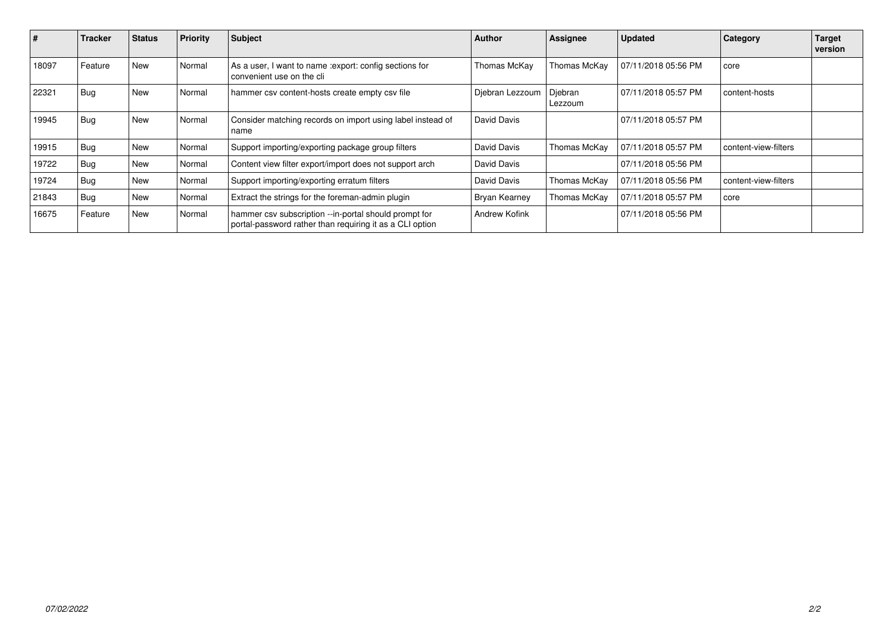| # | Tracker | Status | Priority | Subject | Author | Assignee | Updated | Category | Target version |
|---|---|---|---|---|---|---|---|---|---|
| 18097 | Feature | New | Normal | As a user, I want to name :export: config sections for convenient use on the cli | Thomas McKay | Thomas McKay | 07/11/2018 05:56 PM | core | |
| 22321 | Bug | New | Normal | hammer csv content-hosts create empty csv file | Djebran Lezzoum | Djebran Lezzoum | 07/11/2018 05:57 PM | content-hosts | |
| 19945 | Bug | New | Normal | Consider matching records on import using label instead of name | David Davis | | 07/11/2018 05:57 PM | | |
| 19915 | Bug | New | Normal | Support importing/exporting package group filters | David Davis | Thomas McKay | 07/11/2018 05:57 PM | content-view-filters | |
| 19722 | Bug | New | Normal | Content view filter export/import does not support arch | David Davis | | 07/11/2018 05:56 PM | | |
| 19724 | Bug | New | Normal | Support importing/exporting erratum filters | David Davis | Thomas McKay | 07/11/2018 05:56 PM | content-view-filters | |
| 21843 | Bug | New | Normal | Extract the strings for the foreman-admin plugin | Bryan Kearney | Thomas McKay | 07/11/2018 05:57 PM | core | |
| 16675 | Feature | New | Normal | hammer csv subscription --in-portal should prompt for portal-password rather than requiring it as a CLI option | Andrew Kofink | | 07/11/2018 05:56 PM | | |